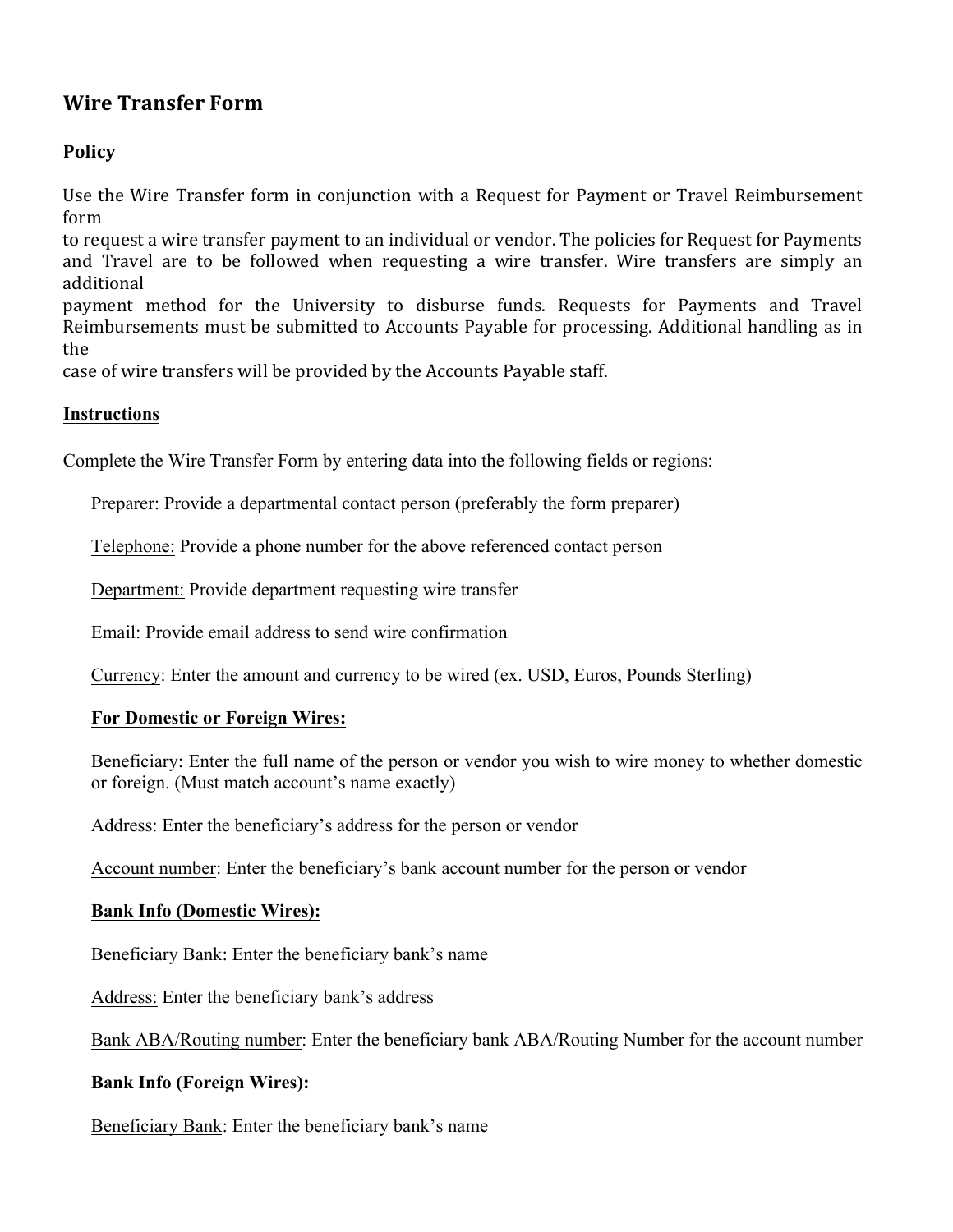# Wire Transfer Form

## Policy

Use the Wire Transfer form in conjunction with a Request for Payment or Travel Reimbursement form to request a wire transfer payment to an individual or vendor. The policies for Request for Payments and Travel are to be followed when requesting a wire transfer. Wire transfers are simply an additional payment method for the University to disburse funds. Requests for Payments and Travel Reimbursements must be submitted to Accounts Payable for processing. Additional handling as in the case of wire transfers will be provided by the Accounts Payable staff.

## Instructions

Complete the Wire Transfer Form by entering data into the following fields or regions:

Preparer: Provide a departmental contact person (preferably the form preparer)

Telephone: Provide a phone number for the above referenced contact person

Department: Provide department requesting wire transfer

Email: Provide email address to send wire confirmation

Currency: Enter the amount and currency to be wired (ex. USD, Euros, Pounds Sterling)

**For Domestic or Foreign Wires:**

Beneficiary: Enter the full name of the person or vendor you wish to wire money to whether domestic or foreign. (Must match account's name exactly)

Address: Enter the beneficiary's address for the person or vendor

Account number: Enter the beneficiary's bank account number for the person or vendor

**Bank Info (Domestic Wires):**

Beneficiary Bank: Enter the beneficiary bank's name

Address: Enter the beneficiary bank's address

Bank ABA/Routing number: Enter the beneficiary bank ABA/Routing Number for the account number

**Bank Info (Foreign Wires):**

Beneficiary Bank: Enter the beneficiary bank's name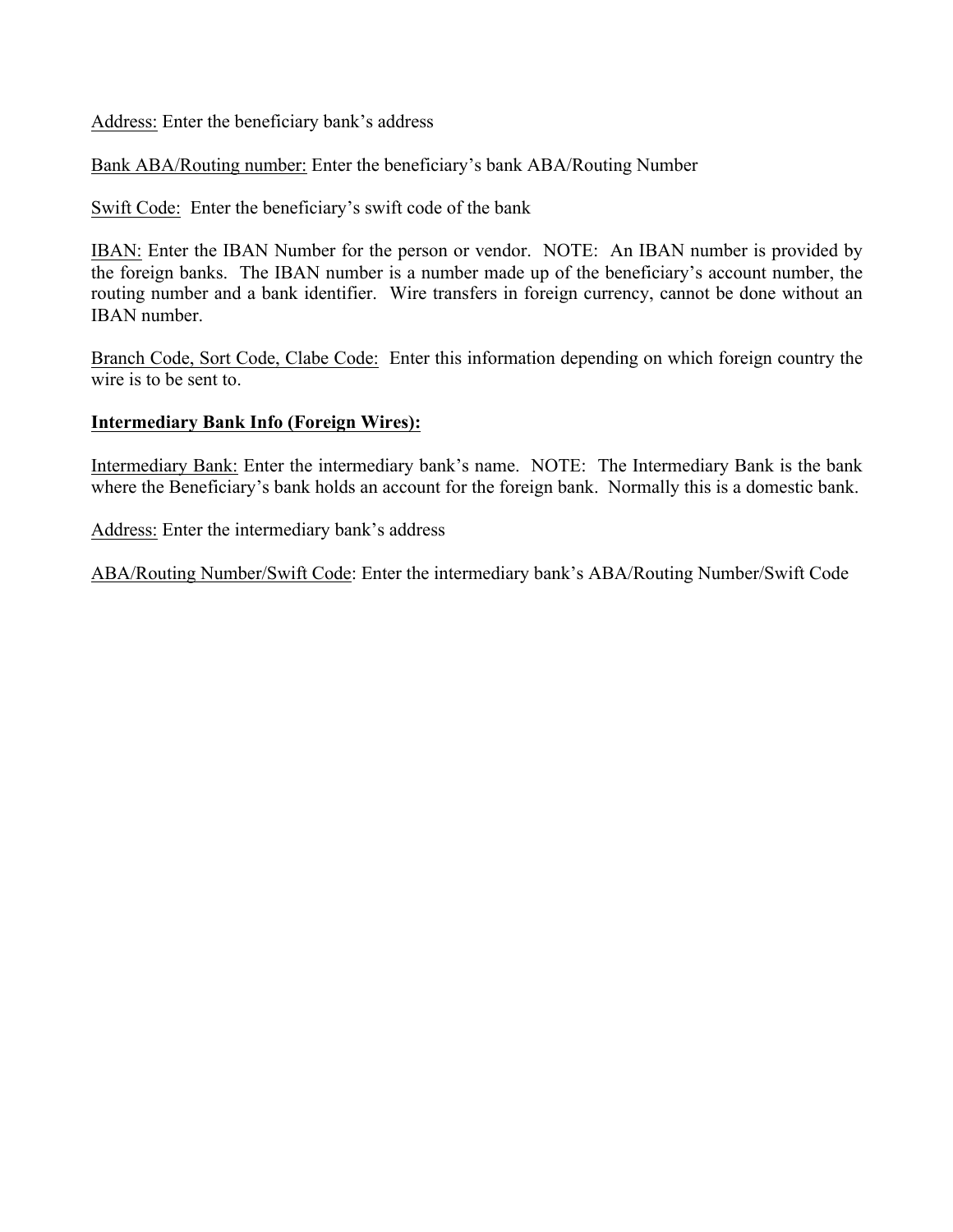<u>Address:</u> Enter the beneficiary bank's address

<u>Bank ABA/Routing number:</u> Enter the beneficiary's bank ABA/Routing Number

<u>Swift Code:</u> Enter the beneficiary's swift code of the bank

<u>IBAN:</u> Enter the IBAN Number for the person or vendor. NOTE: An IBAN number is provided by the foreign banks. The IBAN number is a number made up of the beneficiary's account number, the routing number and a bank identifier. Wire transfers in foreign currency, cannot be done without an IBAN number.

<u>Branch Code, Sort Code, Clabe Code:</u> Enter this information depending on which foreign country the wire is to be sent to.

**<u>Intermediary Bank Info (Foreign Wires):</u>**

<u>Intermediary Bank:</u> Enter the intermediary bank's name. NOTE: The Intermediary Bank is the bank where the Beneficiary's bank holds an account for the foreign bank. Normally this is a domestic bank.

<u>Address:</u> Enter the intermediary bank's address

<u>ABA/Routing Number/Swift Code</u>: Enter the intermediary bank's ABA/Routing Number/Swift Code